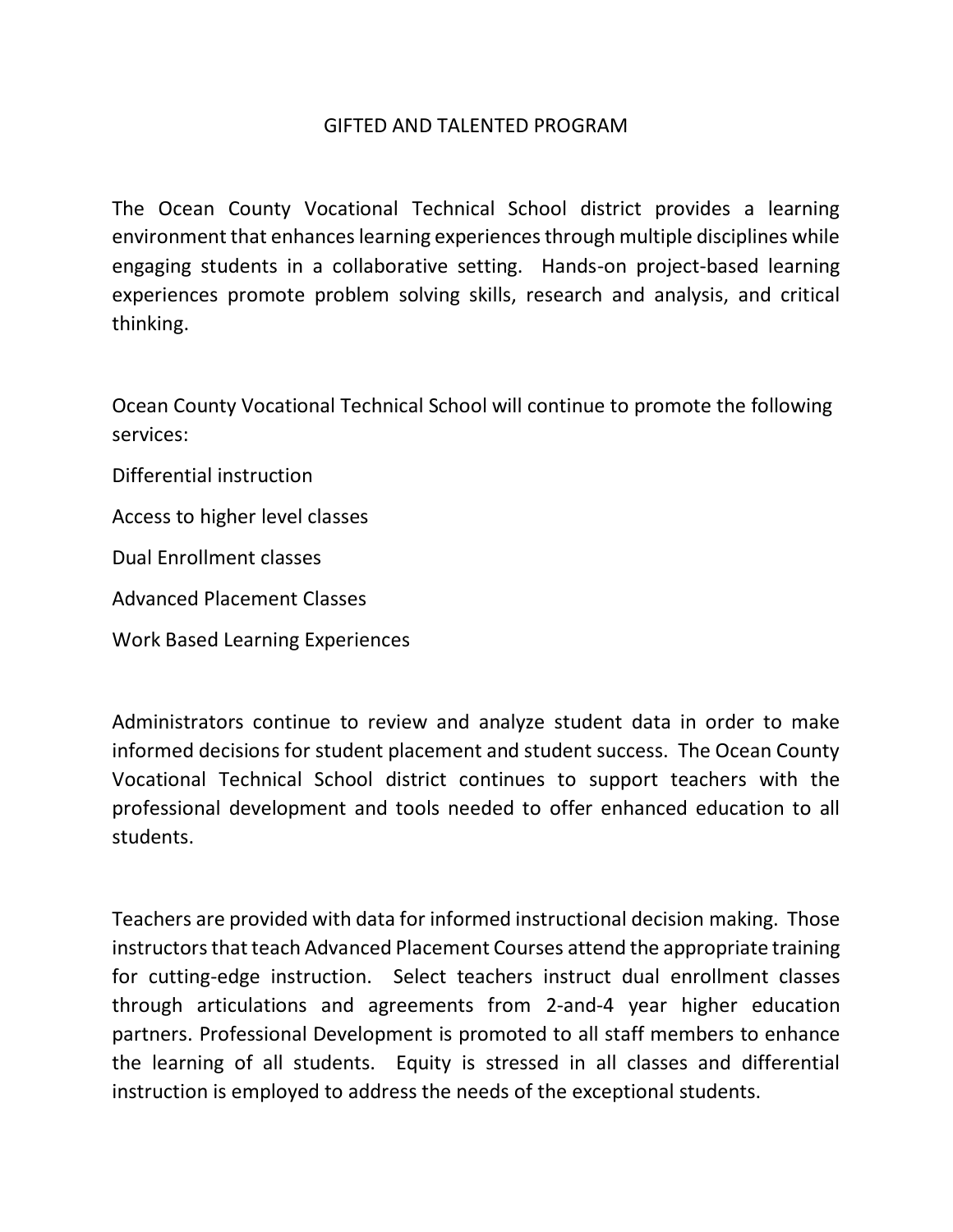# GIFTED AND TALENTED PROGRAM

The Ocean County Vocational Technical School district provides a learning environment that enhances learning experiences through multiple disciplines while engaging students in a collaborative setting. Hands-on project-based learning experiences promote problem solving skills, research and analysis, and critical thinking.

Ocean County Vocational Technical School will continue to promote the following services:

Differential instruction

Access to higher level classes

Dual Enrollment classes

Advanced Placement Classes

Work Based Learning Experiences

Administrators continue to review and analyze student data in order to make informed decisions for student placement and student success. The Ocean County Vocational Technical School district continues to support teachers with the professional development and tools needed to offer enhanced education to all students.

Teachers are provided with data for informed instructional decision making. Those instructors that teach Advanced Placement Courses attend the appropriate training for cutting-edge instruction. Select teachers instruct dual enrollment classes through articulations and agreements from 2-and-4 year higher education partners. Professional Development is promoted to all staff members to enhance the learning of all students. Equity is stressed in all classes and differential instruction is employed to address the needs of the exceptional students.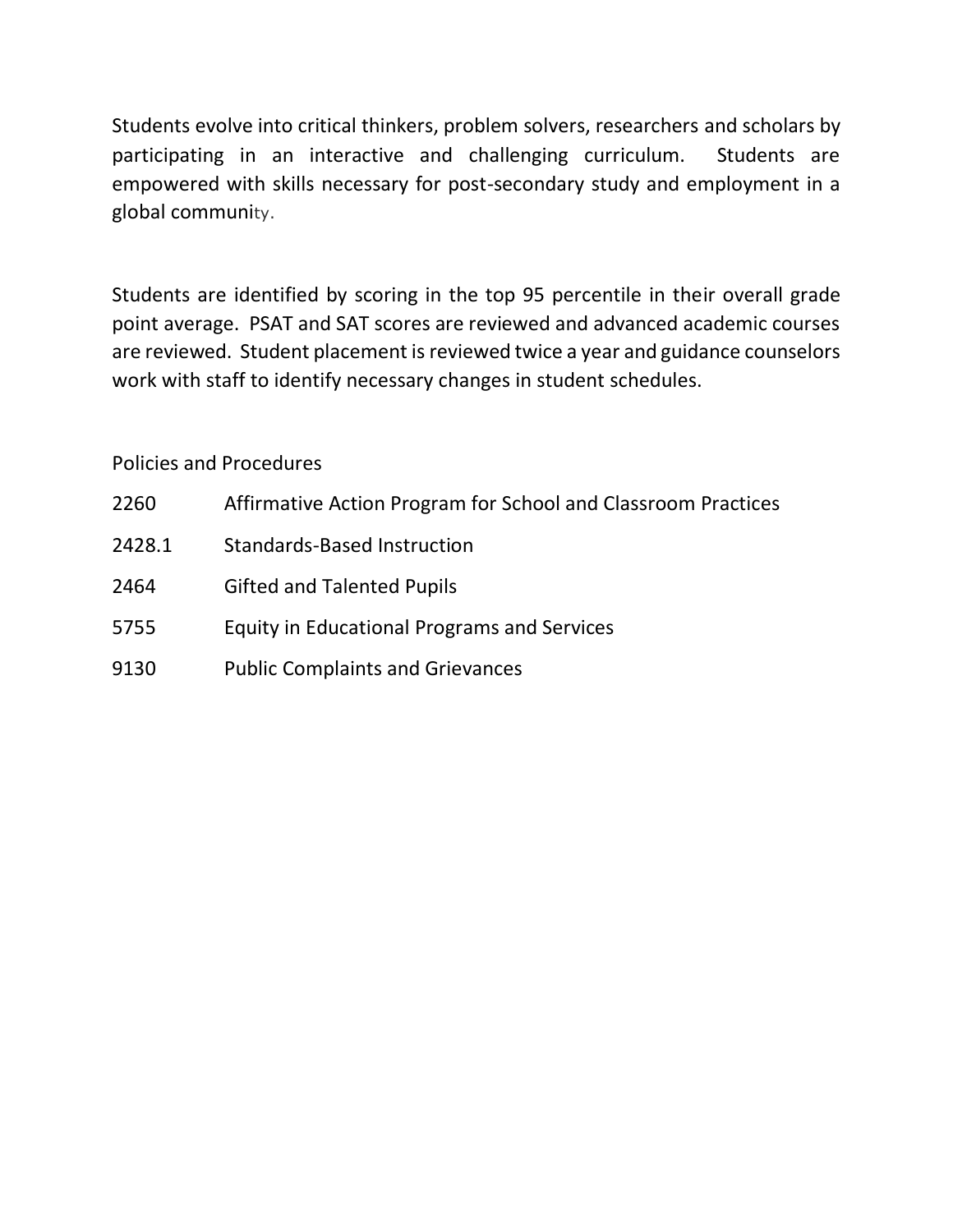Students evolve into critical thinkers, problem solvers, researchers and scholars by participating in an interactive and challenging curriculum. Students are empowered with skills necessary for post-secondary study and employment in a global community.

Students are identified by scoring in the top 95 percentile in their overall grade point average. PSAT and SAT scores are reviewed and advanced academic courses are reviewed. Student placement is reviewed twice a year and guidance counselors work with staff to identify necessary changes in student schedules.

Policies and Procedures

| | |
|---|---|
| 2260 | Affirmative Action Program for School and Classroom Practices |
| 2428.1 | Standards-Based Instruction |
| 2464 | Gifted and Talented Pupils |
| 5755 | Equity in Educational Programs and Services |
| 9130 | Public Complaints and Grievances |